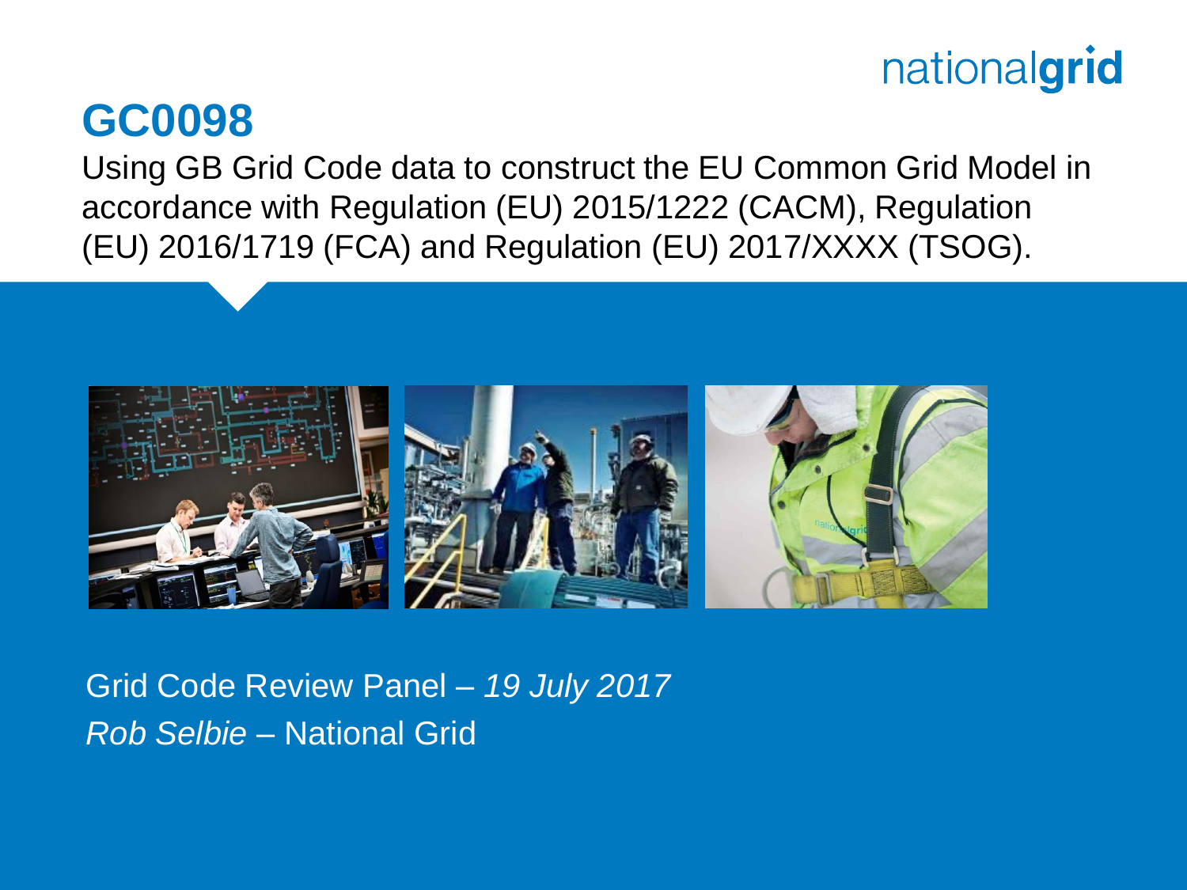# GC0098

Using GB Grid Code data to construct the EU Common Grid Model in accordance with Regulation (EU) 2015/1222 (CACM), Regulation (EU) 2016/1719 (FCA) and Regulation (EU) 2017/XXXX (TSOG).

Grid Code Review Panel – *19 July 2017*

*Rob Selbie* – National Grid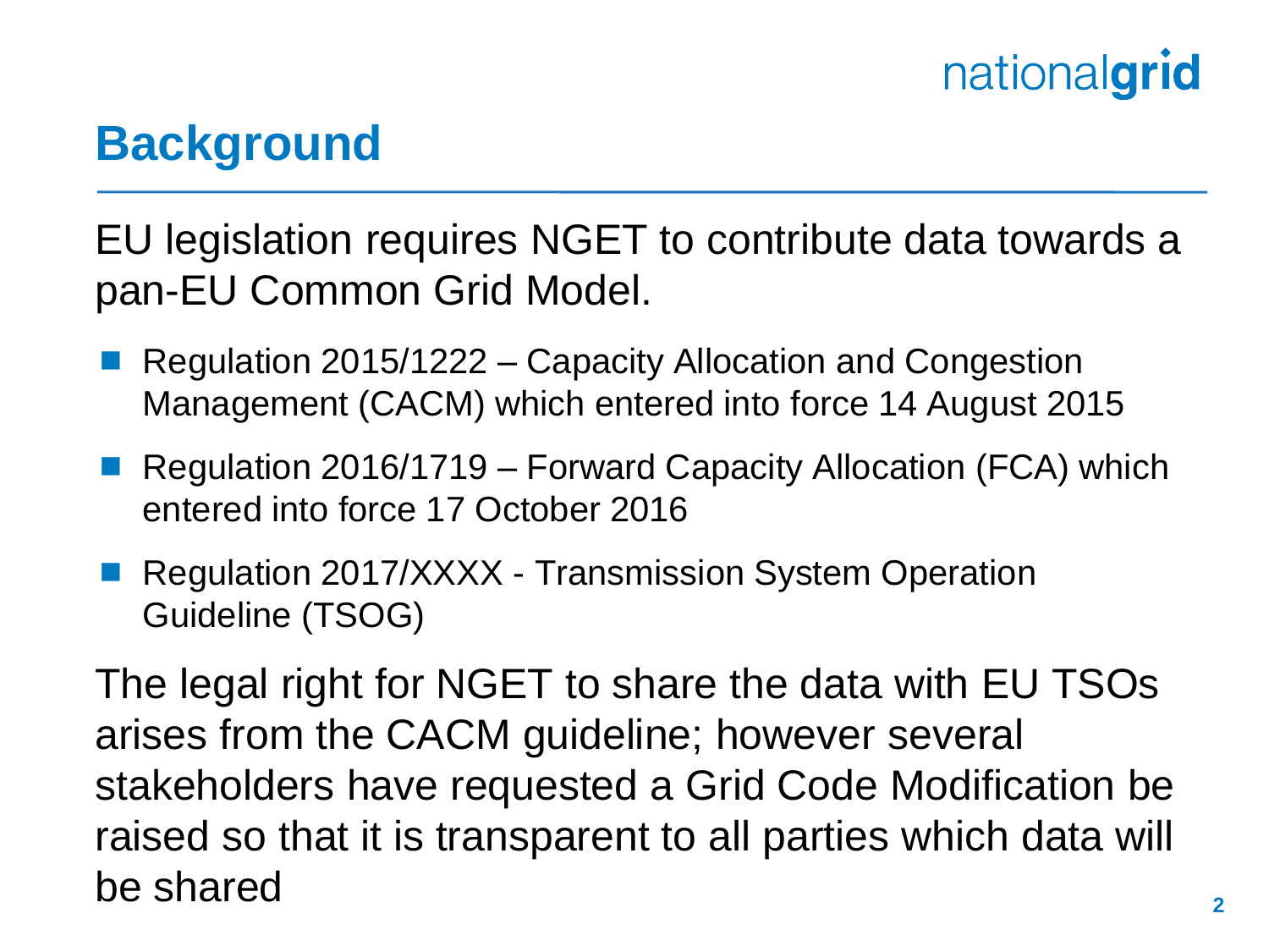# Background

EU legislation requires NGET to contribute data towards a pan-EU Common Grid Model.

- Regulation 2015/1222 – Capacity Allocation and Congestion Management (CACM) which entered into force 14 August 2015
- Regulation 2016/1719 – Forward Capacity Allocation (FCA) which entered into force 17 October 2016
- Regulation 2017/XXXX - Transmission System Operation Guideline (TSOG)

The legal right for NGET to share the data with EU TSOs arises from the CACM guideline; however several stakeholders have requested a Grid Code Modification be raised so that it is transparent to all parties which data will be shared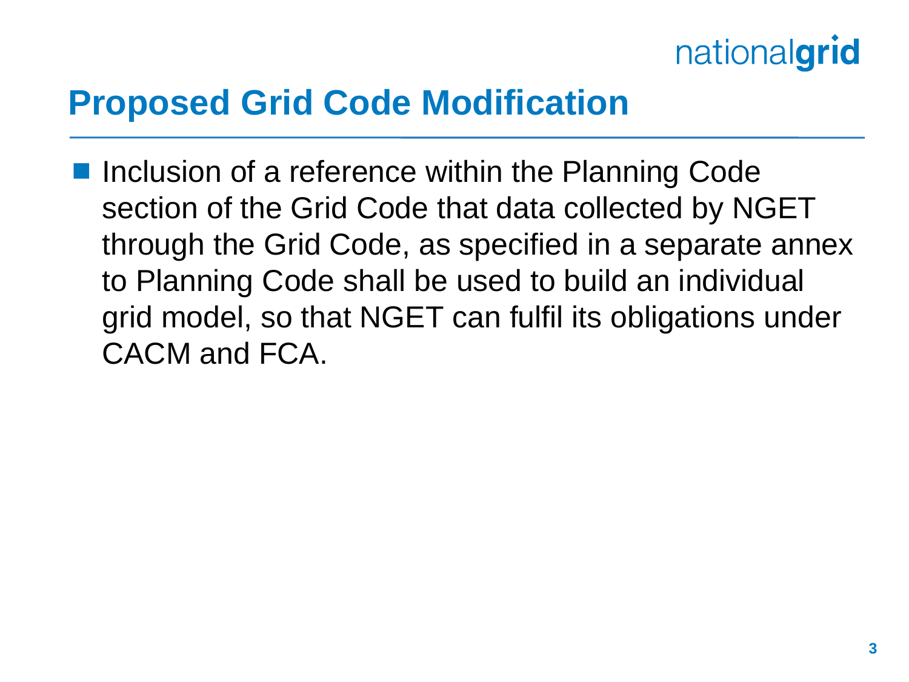## Proposed Grid Code Modification

- Inclusion of a reference within the Planning Code section of the Grid Code that data collected by NGET through the Grid Code, as specified in a separate annex to Planning Code shall be used to build an individual grid model, so that NGET can fulfil its obligations under CACM and FCA.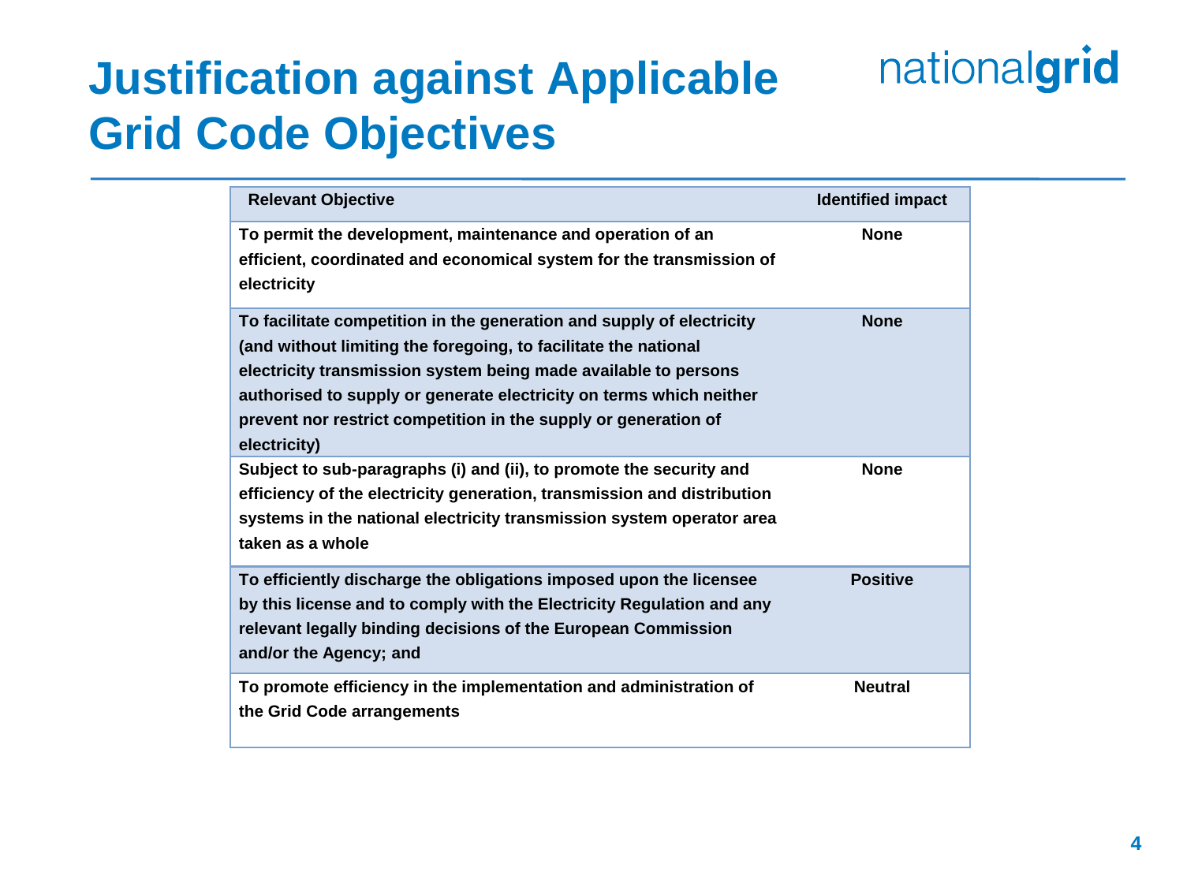# Justification against Applicable Grid Code Objectives

| Relevant Objective | Identified impact |
| --- | --- |
| To permit the development, maintenance and operation of an efficient, coordinated and economical system for the transmission of electricity | None |
| To facilitate competition in the generation and supply of electricity (and without limiting the foregoing, to facilitate the national electricity transmission system being made available to persons authorised to supply or generate electricity on terms which neither prevent nor restrict competition in the supply or generation of electricity) | None |
| Subject to sub-paragraphs (i) and (ii), to promote the security and efficiency of the electricity generation, transmission and distribution systems in the national electricity transmission system operator area taken as a whole | None |
| To efficiently discharge the obligations imposed upon the licensee by this license and to comply with the Electricity Regulation and any relevant legally binding decisions of the European Commission and/or the Agency; and | Positive |
| To promote efficiency in the implementation and administration of the Grid Code arrangements | Neutral |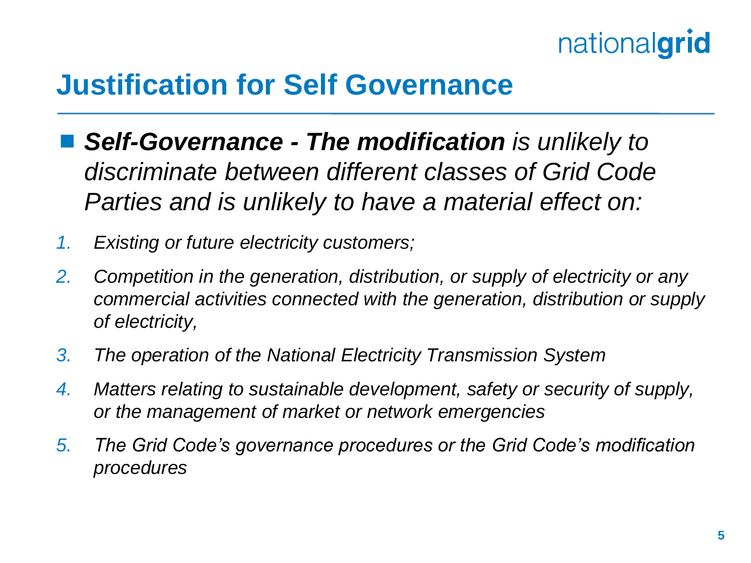# Justification for Self Governance

- ***Self-Governance - The modification*** *is unlikely to discriminate between different classes of Grid Code Parties and is unlikely to have a material effect on:*

1. *Existing or future electricity customers;*
2. *Competition in the generation, distribution, or supply of electricity or any commercial activities connected with the generation, distribution or supply of electricity,*
3. *The operation of the National Electricity Transmission System*
4. *Matters relating to sustainable development, safety or security of supply, or the management of market or network emergencies*
5. *The Grid Code's governance procedures or the Grid Code's modification procedures*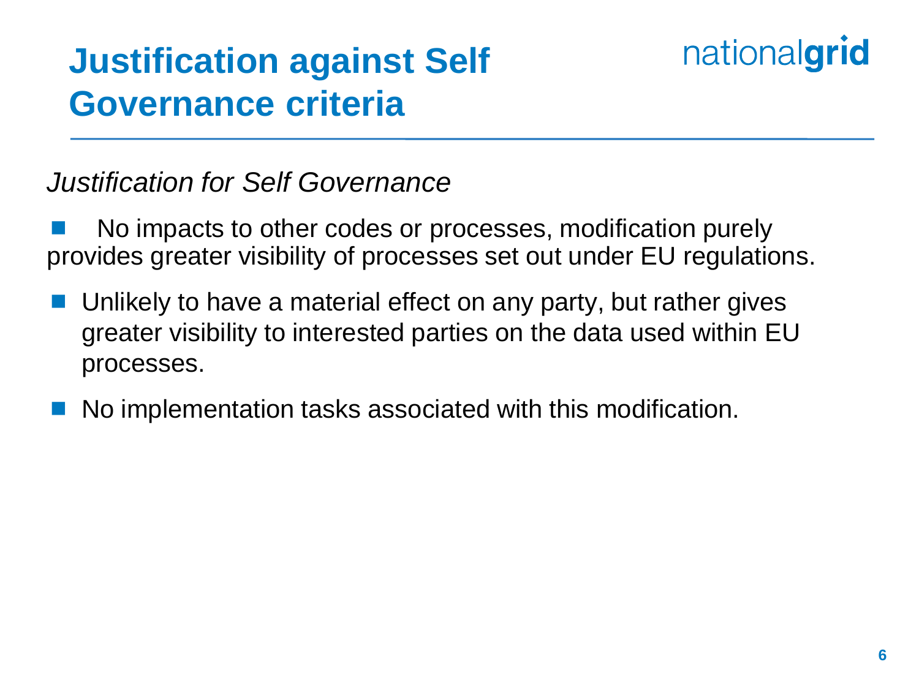# Justification against Self Governance criteria

*Justification for Self Governance*

- No impacts to other codes or processes, modification purely provides greater visibility of processes set out under EU regulations.
- Unlikely to have a material effect on any party, but rather gives greater visibility to interested parties on the data used within EU processes.
- No implementation tasks associated with this modification.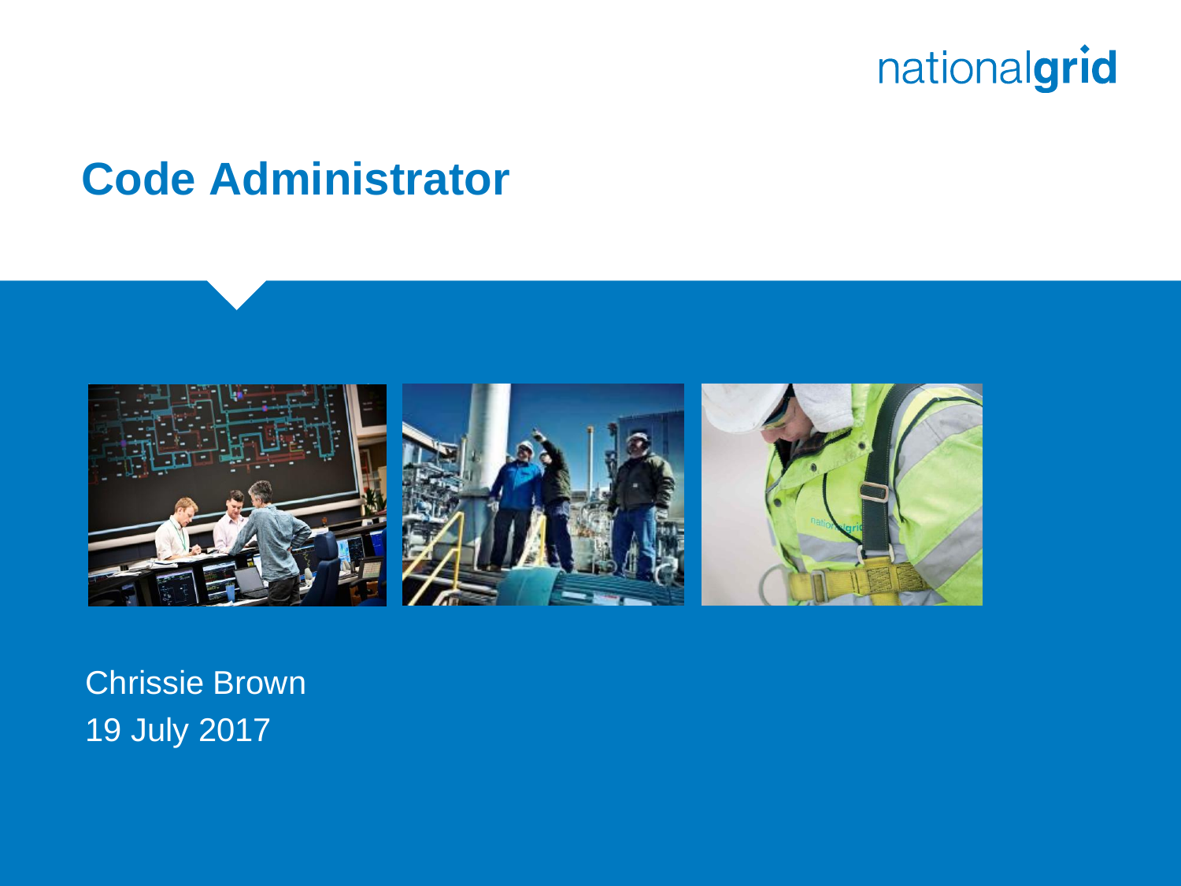# Code Administrator

Chrissie Brown

19 July 2017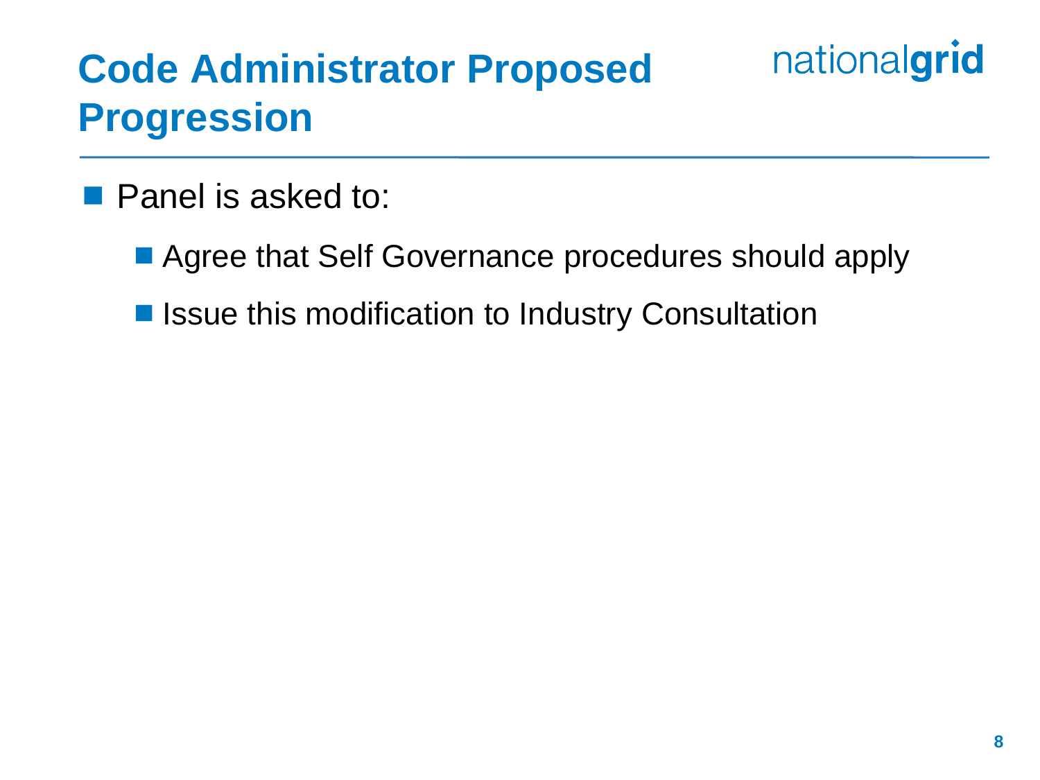# Code Administrator Proposed Progression

- Panel is asked to:
  - Agree that Self Governance procedures should apply
  - Issue this modification to Industry Consultation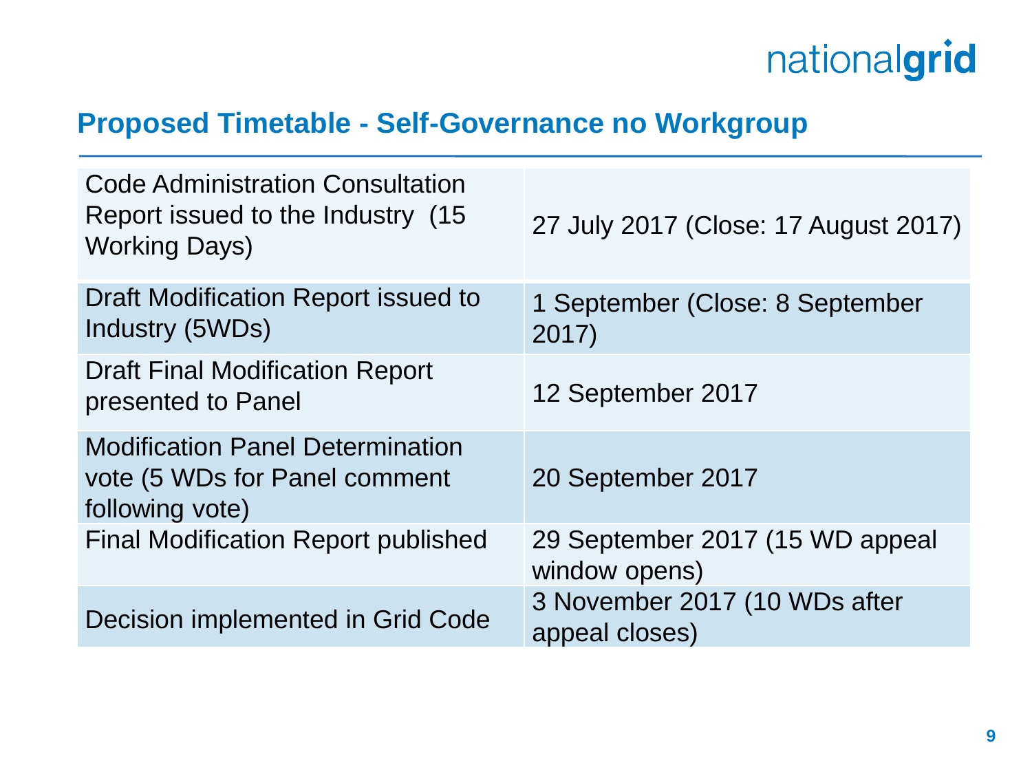## Proposed Timetable - Self-Governance no Workgroup

| | |
|---|---|
| Code Administration Consultation Report issued to the Industry (15 Working Days) | 27 July 2017 (Close: 17 August 2017) |
| Draft Modification Report issued to Industry (5WDs) | 1 September (Close: 8 September 2017) |
| Draft Final Modification Report presented to Panel | 12 September 2017 |
| Modification Panel Determination vote (5 WDs for Panel comment following vote) | 20 September 2017 |
| Final Modification Report published | 29 September 2017 (15 WD appeal window opens) |
| Decision implemented in Grid Code | 3 November 2017 (10 WDs after appeal closes) |